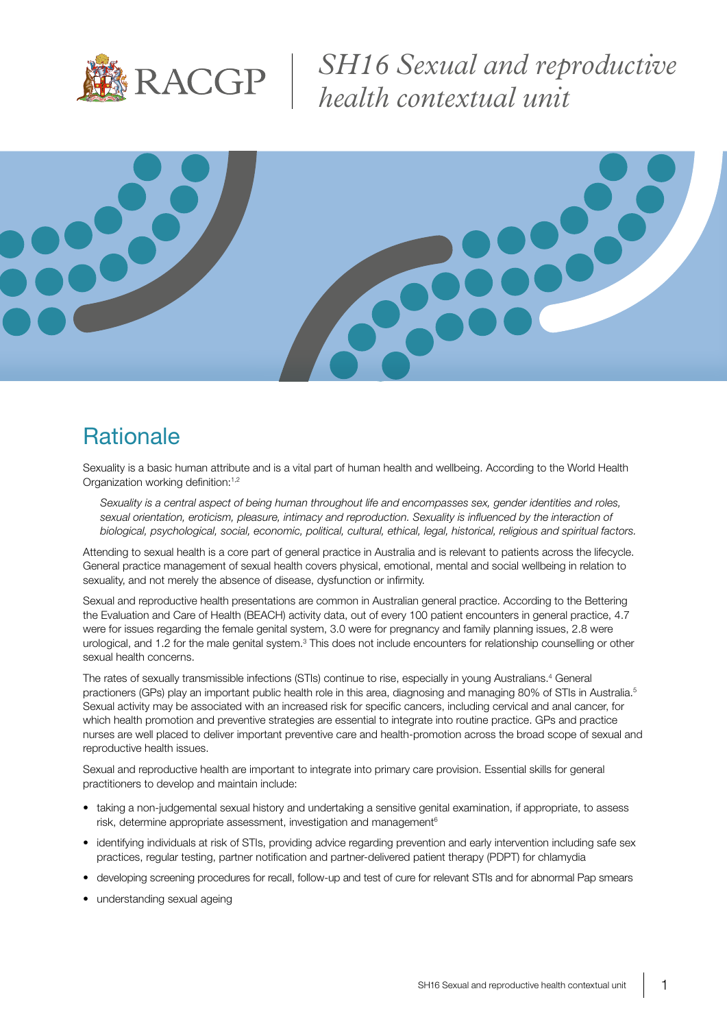# SH16 Sexual and reproductive health contextual unit

## Rationale

Sexuality is a basic human attribute and is a vital part of human health and wellbeing. According to the World Health Organization working definition:[1,2]

> *Sexuality is a central aspect of being human throughout life and encompasses sex, gender identities and roles, sexual orientation, eroticism, pleasure, intimacy and reproduction. Sexuality is influenced by the interaction of biological, psychological, social, economic, political, cultural, ethical, legal, historical, religious and spiritual factors.*

Attending to sexual health is a core part of general practice in Australia and is relevant to patients across the lifecycle. General practice management of sexual health covers physical, emotional, mental and social wellbeing in relation to sexuality, and not merely the absence of disease, dysfunction or infirmity.

Sexual and reproductive health presentations are common in Australian general practice. According to the Bettering the Evaluation and Care of Health (BEACH) activity data, out of every 100 patient encounters in general practice, 4.7 were for issues regarding the female genital system, 3.0 were for pregnancy and family planning issues, 2.8 were urological, and 1.2 for the male genital system.[3] This does not include encounters for relationship counselling or other sexual health concerns.

The rates of sexually transmissible infections (STIs) continue to rise, especially in young Australians.[4] General practioners (GPs) play an important public health role in this area, diagnosing and managing 80% of STIs in Australia.[5] Sexual activity may be associated with an increased risk for specific cancers, including cervical and anal cancer, for which health promotion and preventive strategies are essential to integrate into routine practice. GPs and practice nurses are well placed to deliver important preventive care and health-promotion across the broad scope of sexual and reproductive health issues.

Sexual and reproductive health are important to integrate into primary care provision. Essential skills for general practitioners to develop and maintain include:

- taking a non-judgemental sexual history and undertaking a sensitive genital examination, if appropriate, to assess risk, determine appropriate assessment, investigation and management[6]
- identifying individuals at risk of STIs, providing advice regarding prevention and early intervention including safe sex practices, regular testing, partner notification and partner-delivered patient therapy (PDPT) for chlamydia
- developing screening procedures for recall, follow-up and test of cure for relevant STIs and for abnormal Pap smears
- understanding sexual ageing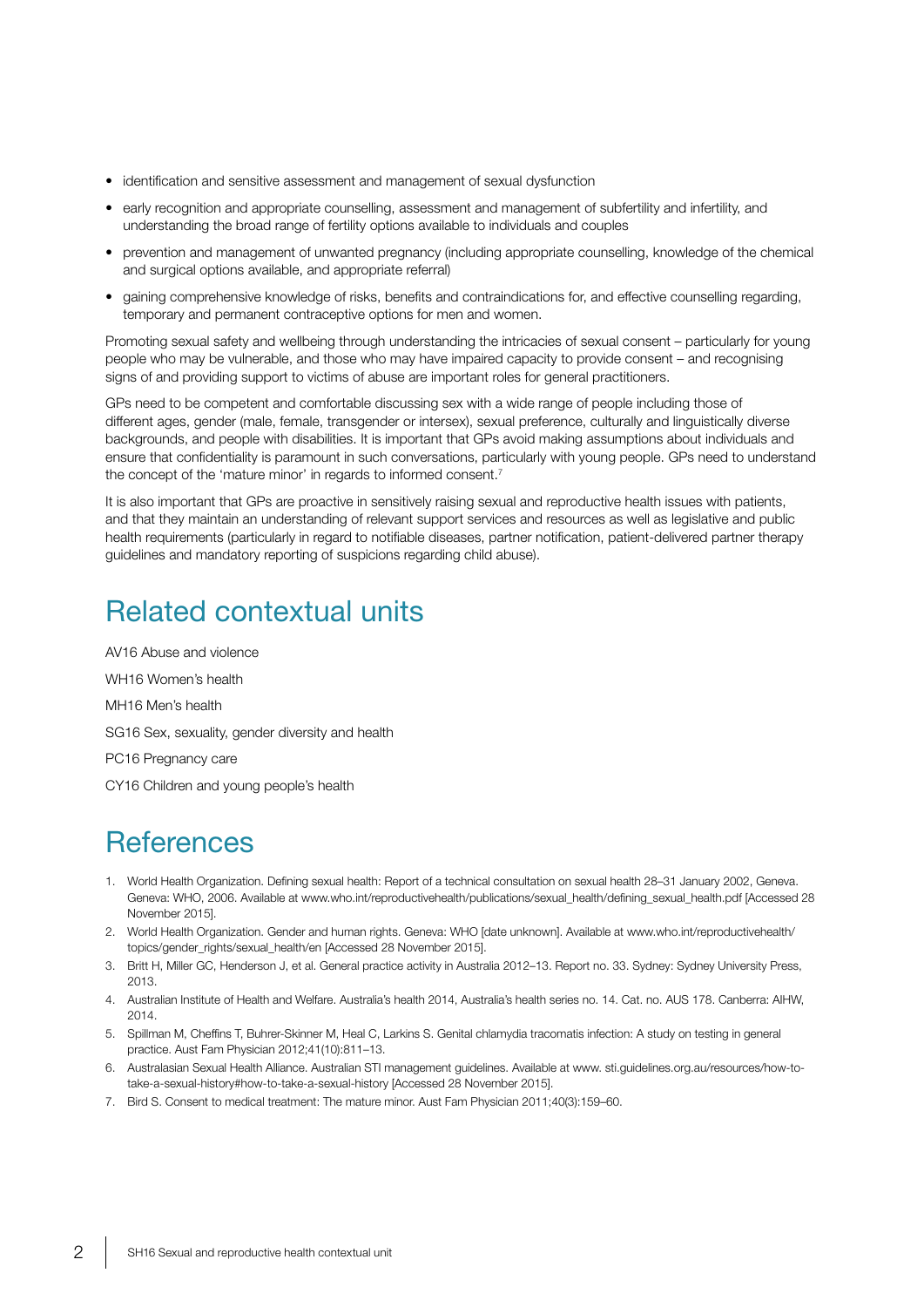- identification and sensitive assessment and management of sexual dysfunction
- early recognition and appropriate counselling, assessment and management of subfertility and infertility, and understanding the broad range of fertility options available to individuals and couples
- prevention and management of unwanted pregnancy (including appropriate counselling, knowledge of the chemical and surgical options available, and appropriate referral)
- gaining comprehensive knowledge of risks, benefits and contraindications for, and effective counselling regarding, temporary and permanent contraceptive options for men and women.

Promoting sexual safety and wellbeing through understanding the intricacies of sexual consent – particularly for young people who may be vulnerable, and those who may have impaired capacity to provide consent – and recognising signs of and providing support to victims of abuse are important roles for general practitioners.

GPs need to be competent and comfortable discussing sex with a wide range of people including those of different ages, gender (male, female, transgender or intersex), sexual preference, culturally and linguistically diverse backgrounds, and people with disabilities. It is important that GPs avoid making assumptions about individuals and ensure that confidentiality is paramount in such conversations, particularly with young people. GPs need to understand the concept of the 'mature minor' in regards to informed consent.[7]

It is also important that GPs are proactive in sensitively raising sexual and reproductive health issues with patients, and that they maintain an understanding of relevant support services and resources as well as legislative and public health requirements (particularly in regard to notifiable diseases, partner notification, patient-delivered partner therapy guidelines and mandatory reporting of suspicions regarding child abuse).

# Related contextual units

AV16 Abuse and violence

WH16 Women's health

MH16 Men's health

SG16 Sex, sexuality, gender diversity and health

PC16 Pregnancy care

CY16 Children and young people's health

# References

1. World Health Organization. Defining sexual health: Report of a technical consultation on sexual health 28–31 January 2002, Geneva. Geneva: WHO, 2006. Available at www.who.int/reproductivehealth/publications/sexual_health/defining_sexual_health.pdf [Accessed 28 November 2015].
2. World Health Organization. Gender and human rights. Geneva: WHO [date unknown]. Available at www.who.int/reproductivehealth/topics/gender_rights/sexual_health/en [Accessed 28 November 2015].
3. Britt H, Miller GC, Henderson J, et al. General practice activity in Australia 2012–13. Report no. 33. Sydney: Sydney University Press, 2013.
4. Australian Institute of Health and Welfare. Australia's health 2014, Australia's health series no. 14. Cat. no. AUS 178. Canberra: AIHW, 2014.
5. Spillman M, Cheffins T, Buhrer-Skinner M, Heal C, Larkins S. Genital chlamydia tracomatis infection: A study on testing in general practice. Aust Fam Physician 2012;41(10):811–13.
6. Australasian Sexual Health Alliance. Australian STI management guidelines. Available at www. sti.guidelines.org.au/resources/how-to-take-a-sexual-history#how-to-take-a-sexual-history [Accessed 28 November 2015].
7. Bird S. Consent to medical treatment: The mature minor. Aust Fam Physician 2011;40(3):159–60.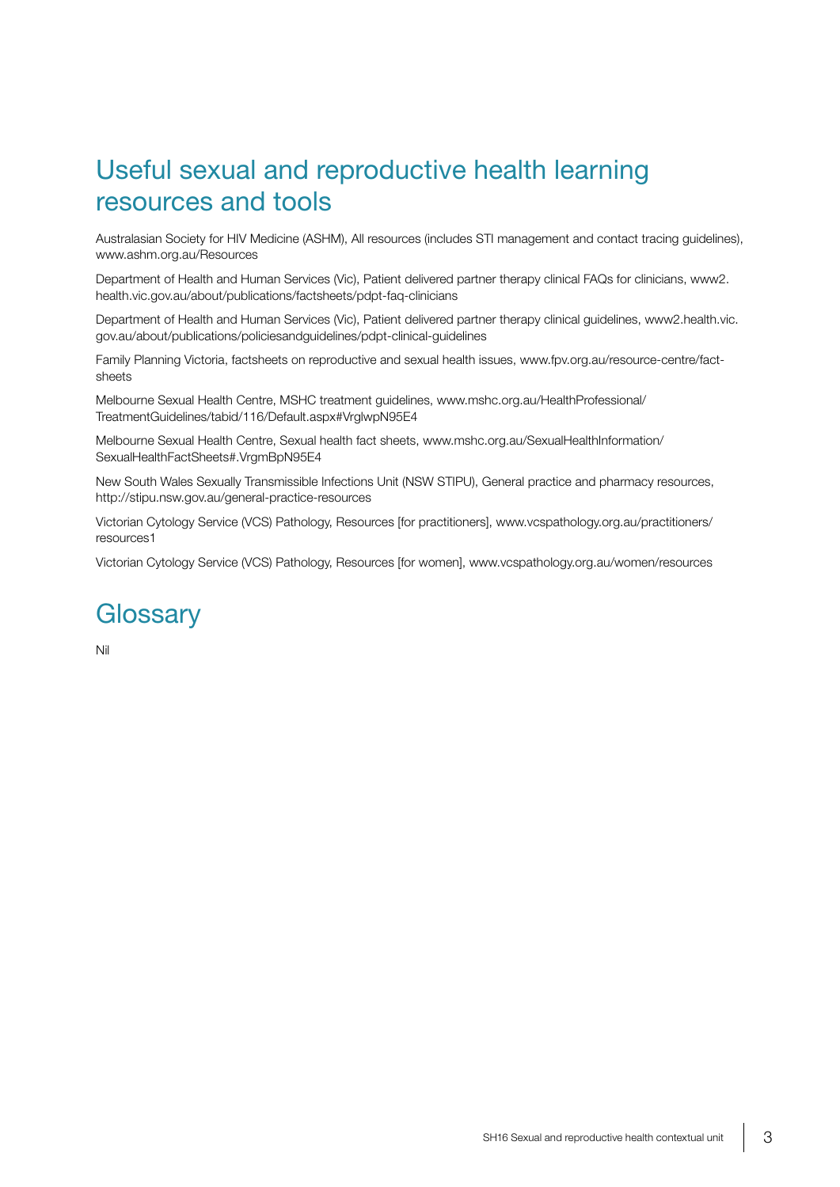# Useful sexual and reproductive health learning resources and tools

Australasian Society for HIV Medicine (ASHM), All resources (includes STI management and contact tracing guidelines), www.ashm.org.au/Resources

Department of Health and Human Services (Vic), Patient delivered partner therapy clinical FAQs for clinicians, www2.health.vic.gov.au/about/publications/factsheets/pdpt-faq-clinicians

Department of Health and Human Services (Vic), Patient delivered partner therapy clinical guidelines, www2.health.vic.gov.au/about/publications/policiesandguidelines/pdpt-clinical-guidelines

Family Planning Victoria, factsheets on reproductive and sexual health issues, www.fpv.org.au/resource-centre/fact-sheets

Melbourne Sexual Health Centre, MSHC treatment guidelines, www.mshc.org.au/HealthProfessional/TreatmentGuidelines/tabid/116/Default.aspx#VrglwpN95E4

Melbourne Sexual Health Centre, Sexual health fact sheets, www.mshc.org.au/SexualHealthInformation/SexualHealthFactSheets#.VrgmBpN95E4

New South Wales Sexually Transmissible Infections Unit (NSW STIPU), General practice and pharmacy resources, http://stipu.nsw.gov.au/general-practice-resources

Victorian Cytology Service (VCS) Pathology, Resources [for practitioners], www.vcspathology.org.au/practitioners/resources1

Victorian Cytology Service (VCS) Pathology, Resources [for women], www.vcspathology.org.au/women/resources

# Glossary

Nil